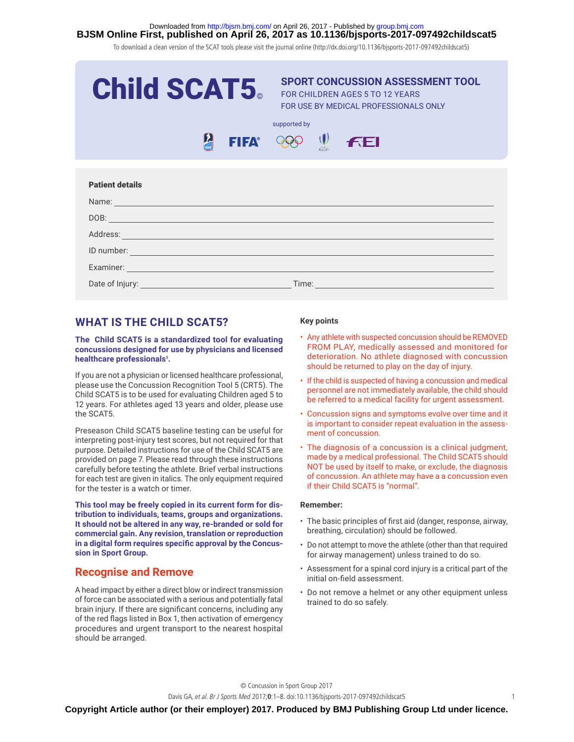# Child SCAT5©

## SPORT CONCUSSION ASSESSMENT TOOL

FOR CHILDREN AGES 5 TO 12 YEARS

FOR USE BY MEDICAL PROFESSIONALS ONLY

supported by

**Patient details**

Name: ____________________

DOB: ____________________

Address: ____________________

ID number: ____________________

Examiner: ____________________

Date of Injury: ____________________ Time: ____________________

## WHAT IS THE CHILD SCAT5?

**The Child SCAT5 is a standardized tool for evaluating concussions designed for use by physicians and licensed healthcare professionals[1].**

If you are not a physician or licensed healthcare professional, please use the Concussion Recognition Tool 5 (CRT5). The Child SCAT5 is to be used for evaluating Children aged 5 to 12 years. For athletes aged 13 years and older, please use the SCAT5.

Preseason Child SCAT5 baseline testing can be useful for interpreting post-injury test scores, but not required for that purpose. Detailed instructions for use of the Child SCAT5 are provided on page 7. Please read through these instructions carefully before testing the athlete. Brief verbal instructions for each test are given in italics. The only equipment required for the tester is a watch or timer.

**This tool may be freely copied in its current form for distribution to individuals, teams, groups and organizations. It should not be altered in any way, re-branded or sold for commercial gain. Any revision, translation or reproduction in a digital form requires specific approval by the Concussion in Sport Group.**

## Recognise and Remove

A head impact by either a direct blow or indirect transmission of force can be associated with a serious and potentially fatal brain injury. If there are significant concerns, including any of the red flags listed in Box 1, then activation of emergency procedures and urgent transport to the nearest hospital should be arranged.

**Key points**

- Any athlete with suspected concussion should be REMOVED FROM PLAY, medically assessed and monitored for deterioration. No athlete diagnosed with concussion should be returned to play on the day of injury.
- If the child is suspected of having a concussion and medical personnel are not immediately available, the child should be referred to a medical facility for urgent assessment.
- Concussion signs and symptoms evolve over time and it is important to consider repeat evaluation in the assessment of concussion.
- The diagnosis of a concussion is a clinical judgment, made by a medical professional. The Child SCAT5 should NOT be used by itself to make, or exclude, the diagnosis of concussion. An athlete may have a a concussion even if their Child SCAT5 is "normal".

**Remember:**

- The basic principles of first aid (danger, response, airway, breathing, circulation) should be followed.
- Do not attempt to move the athlete (other than that required for airway management) unless trained to do so.
- Assessment for a spinal cord injury is a critical part of the initial on-field assessment.
- Do not remove a helmet or any other equipment unless trained to do so safely.

© Concussion in Sport Group 2017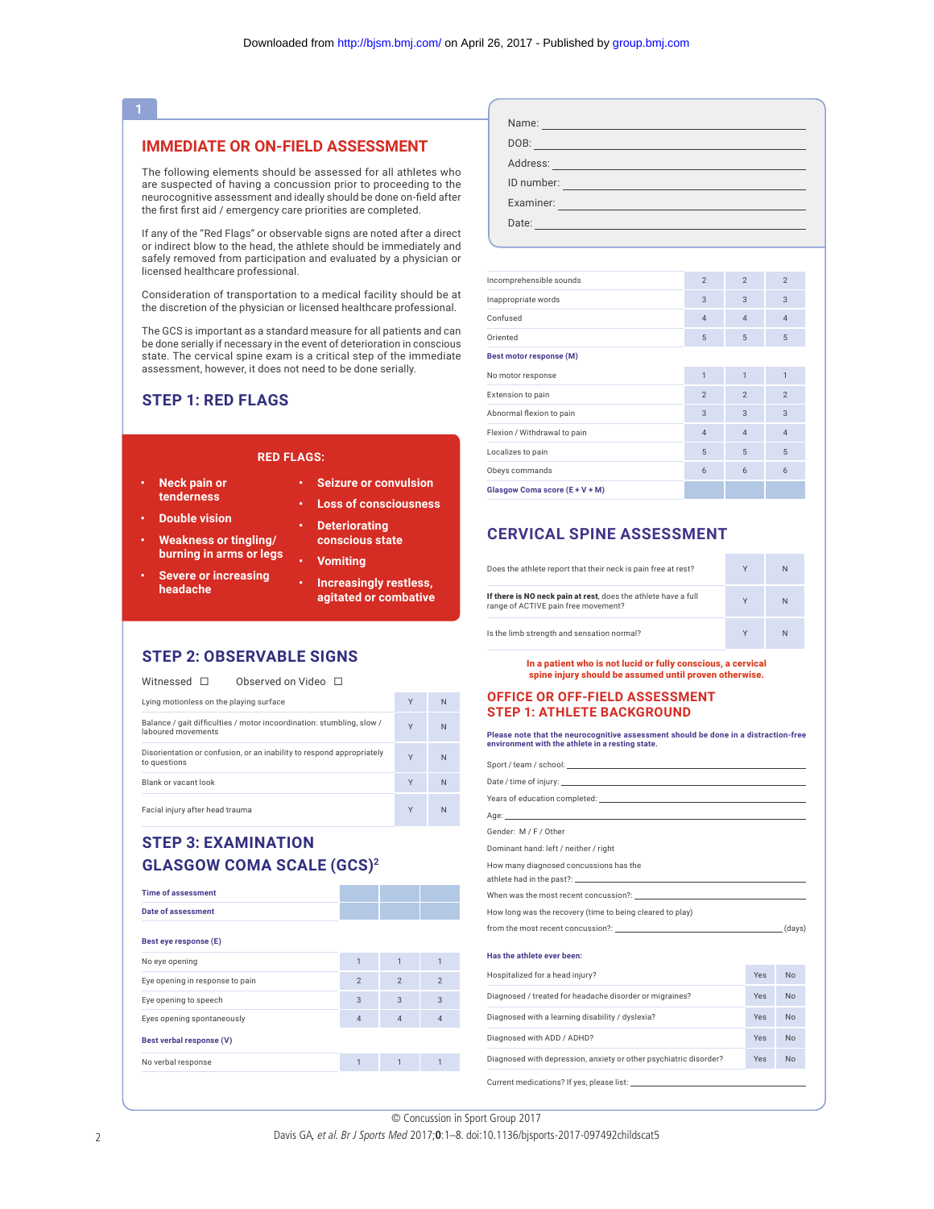## 1

## IMMEDIATE OR ON-FIELD ASSESSMENT

The following elements should be assessed for all athletes who are suspected of having a concussion prior to proceeding to the neurocognitive assessment and ideally should be done on-field after the first first aid / emergency care priorities are completed.

If any of the "Red Flags" or observable signs are noted after a direct or indirect blow to the head, the athlete should be immediately and safely removed from participation and evaluated by a physician or licensed healthcare professional.

Consideration of transportation to a medical facility should be at the discretion of the physician or licensed healthcare professional.

The GCS is important as a standard measure for all patients and can be done serially if necessary in the event of deterioration in conscious state. The cervical spine exam is a critical step of the immediate assessment, however, it does not need to be done serially.

### STEP 1: RED FLAGS

**RED FLAGS:**

- **Neck pain or tenderness**
- **Double vision**
- **Weakness or tingling/ burning in arms or legs**
- **Severe or increasing headache**
- **Seizure or convulsion**
- **Loss of consciousness**
- **Deteriorating conscious state**
- **Vomiting**
- **Increasingly restless, agitated or combative**

### STEP 2: OBSERVABLE SIGNS

Witnessed ☐ Observed on Video ☐

| | | |
|---|---|---|
| Lying motionless on the playing surface | Y | N |
| Balance / gait difficulties / motor incoordination: stumbling, slow / laboured movements | Y | N |
| Disorientation or confusion, or an inability to respond appropriately to questions | Y | N |
| Blank or vacant look | Y | N |
| Facial injury after head trauma | Y | N |

### STEP 3: EXAMINATION GLASGOW COMA SCALE (GCS)[2]

| | | | |
|---|---|---|---|
| Time of assessment | | | |
| Date of assessment | | | |
| **Best eye response (E)** | | | |
| No eye opening | 1 | 1 | 1 |
| Eye opening in response to pain | 2 | 2 | 2 |
| Eye opening to speech | 3 | 3 | 3 |
| Eyes opening spontaneously | 4 | 4 | 4 |
| **Best verbal response (V)** | | | |
| No verbal response | 1 | 1 | 1 |
| Incomprehensible sounds | 2 | 2 | 2 |
| Inappropriate words | 3 | 3 | 3 |
| Confused | 4 | 4 | 4 |
| Oriented | 5 | 5 | 5 |
| **Best motor response (M)** | | | |
| No motor response | 1 | 1 | 1 |
| Extension to pain | 2 | 2 | 2 |
| Abnormal flexion to pain | 3 | 3 | 3 |
| Flexion / Withdrawal to pain | 4 | 4 | 4 |
| Localizes to pain | 5 | 5 | 5 |
| Obeys commands | 6 | 6 | 6 |
| **Glasgow Coma score (E + V + M)** | | | |

Name: ______________________

DOB: ______________________

Address: ______________________

ID number: ______________________

Examiner: ______________________

Date: ______________________

## CERVICAL SPINE ASSESSMENT

| | | |
|---|---|---|
| Does the athlete report that their neck is pain free at rest? | Y | N |
| **If there is NO neck pain at rest**, does the athlete have a full range of ACTIVE pain free movement? | Y | N |
| Is the limb strength and sensation normal? | Y | N |

**In a patient who is not lucid or fully conscious, a cervical spine injury should be assumed until proven otherwise.**

## OFFICE OR OFF-FIELD ASSESSMENT
### STEP 1: ATHLETE BACKGROUND

**Please note that the neurocognitive assessment should be done in a distraction-free environment with the athlete in a resting state.**

Sport / team / school: ______________________

Date / time of injury: ______________________

Years of education completed: ______________________

Age: ______________________

Gender: M / F / Other

Dominant hand: left / neither / right

How many diagnosed concussions has the athlete had in the past?: ______________________

When was the most recent concussion?: ______________________

How long was the recovery (time to being cleared to play) from the most recent concussion?: ______________________ (days)

**Has the athlete ever been:**

| | | |
|---|---|---|
| Hospitalized for a head injury? | Yes | No |
| Diagnosed / treated for headache disorder or migraines? | Yes | No |
| Diagnosed with a learning disability / dyslexia? | Yes | No |
| Diagnosed with ADD / ADHD? | Yes | No |
| Diagnosed with depression, anxiety or other psychiatric disorder? | Yes | No |

Current medications? If yes, please list: ______________________

© Concussion in Sport Group 2017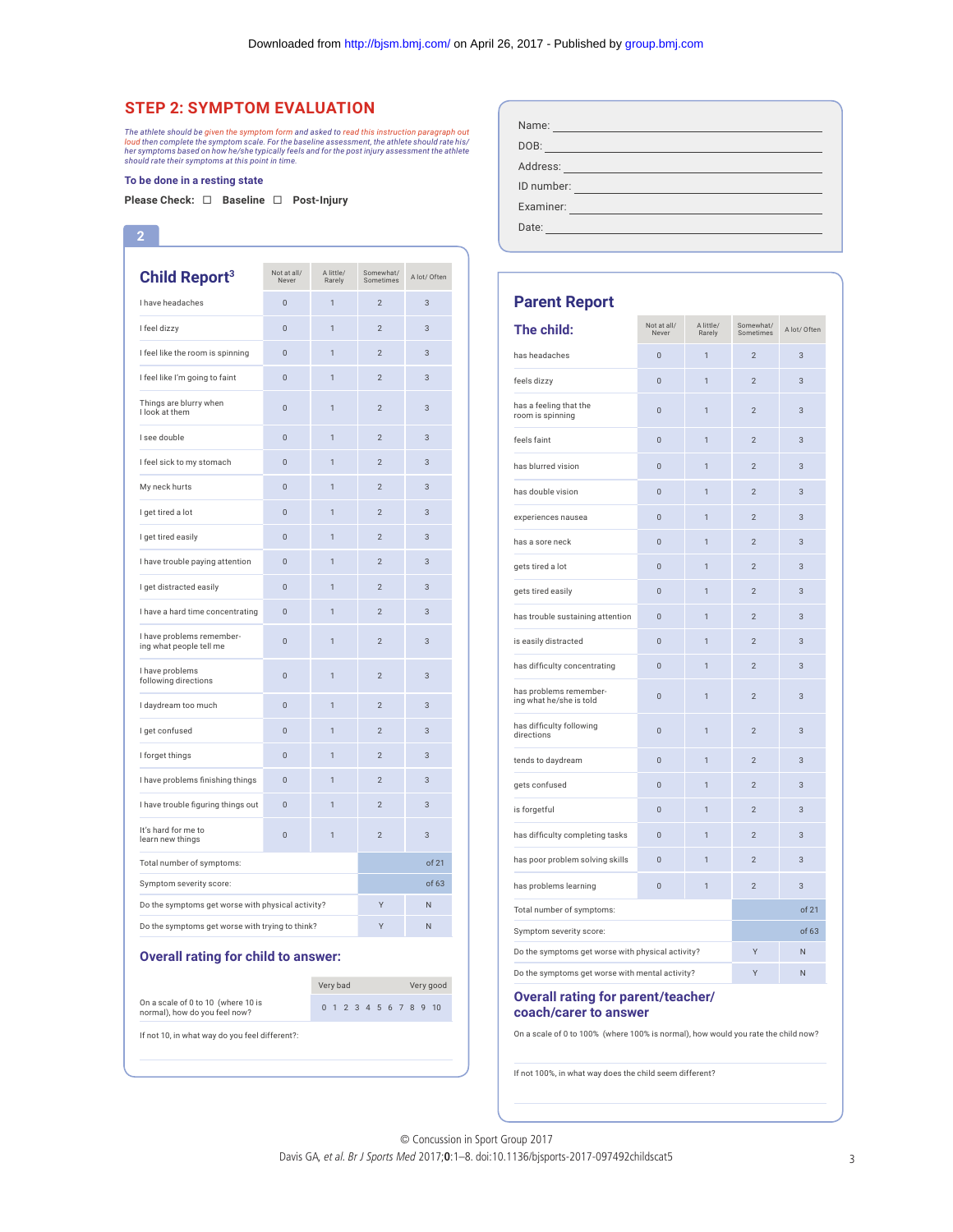## STEP 2: SYMPTOM EVALUATION

*The athlete should be given the symptom form and asked to read this instruction paragraph out loud then complete the symptom scale. For the baseline assessment, the athlete should rate his/her symptoms based on how he/she typically feels and for the post injury assessment the athlete should rate their symptoms at this point in time.*

**To be done in a resting state**

**Please Check:** ☐ **Baseline** ☐ **Post-Injury**

Name:
DOB:
Address:
ID number:
Examiner:
Date:

**2**

### Child Report[3]

| | Not at all/ Never | A little/ Rarely | Somewhat/ Sometimes | A lot/ Often |
|---|---|---|---|---|
| I have headaches | 0 | 1 | 2 | 3 |
| I feel dizzy | 0 | 1 | 2 | 3 |
| I feel like the room is spinning | 0 | 1 | 2 | 3 |
| I feel like I'm going to faint | 0 | 1 | 2 | 3 |
| Things are blurry when I look at them | 0 | 1 | 2 | 3 |
| I see double | 0 | 1 | 2 | 3 |
| I feel sick to my stomach | 0 | 1 | 2 | 3 |
| My neck hurts | 0 | 1 | 2 | 3 |
| I get tired a lot | 0 | 1 | 2 | 3 |
| I get tired easily | 0 | 1 | 2 | 3 |
| I have trouble paying attention | 0 | 1 | 2 | 3 |
| I get distracted easily | 0 | 1 | 2 | 3 |
| I have a hard time concentrating | 0 | 1 | 2 | 3 |
| I have problems remembering what people tell me | 0 | 1 | 2 | 3 |
| I have problems following directions | 0 | 1 | 2 | 3 |
| I daydream too much | 0 | 1 | 2 | 3 |
| I get confused | 0 | 1 | 2 | 3 |
| I forget things | 0 | 1 | 2 | 3 |
| I have problems finishing things | 0 | 1 | 2 | 3 |
| I have trouble figuring things out | 0 | 1 | 2 | 3 |
| It's hard for me to learn new things | 0 | 1 | 2 | 3 |
| Total number of symptoms: | | | | of 21 |
| Symptom severity score: | | | | of 63 |
| Do the symptoms get worse with physical activity? | | | Y | N |
| Do the symptoms get worse with trying to think? | | | Y | N |

### Overall rating for child to answer:

| | Very bad | | Very good |
|---|---|---|---|
| On a scale of 0 to 10 (where 10 is normal), how do you feel now? | 0 1 2 3 4 5 6 7 8 9 10 | | |

If not 10, in what way do you feel different?:

### Parent Report

#### The child:

| | Not at all/ Never | A little/ Rarely | Somewhat/ Sometimes | A lot/ Often |
|---|---|---|---|---|
| has headaches | 0 | 1 | 2 | 3 |
| feels dizzy | 0 | 1 | 2 | 3 |
| has a feeling that the room is spinning | 0 | 1 | 2 | 3 |
| feels faint | 0 | 1 | 2 | 3 |
| has blurred vision | 0 | 1 | 2 | 3 |
| has double vision | 0 | 1 | 2 | 3 |
| experiences nausea | 0 | 1 | 2 | 3 |
| has a sore neck | 0 | 1 | 2 | 3 |
| gets tired a lot | 0 | 1 | 2 | 3 |
| gets tired easily | 0 | 1 | 2 | 3 |
| has trouble sustaining attention | 0 | 1 | 2 | 3 |
| is easily distracted | 0 | 1 | 2 | 3 |
| has difficulty concentrating | 0 | 1 | 2 | 3 |
| has problems remembering what he/she is told | 0 | 1 | 2 | 3 |
| has difficulty following directions | 0 | 1 | 2 | 3 |
| tends to daydream | 0 | 1 | 2 | 3 |
| gets confused | 0 | 1 | 2 | 3 |
| is forgetful | 0 | 1 | 2 | 3 |
| has difficulty completing tasks | 0 | 1 | 2 | 3 |
| has poor problem solving skills | 0 | 1 | 2 | 3 |
| has problems learning | 0 | 1 | 2 | 3 |
| Total number of symptoms: | | | | of 21 |
| Symptom severity score: | | | | of 63 |
| Do the symptoms get worse with physical activity? | | | Y | N |
| Do the symptoms get worse with mental activity? | | | Y | N |

### Overall rating for parent/teacher/coach/carer to answer

On a scale of 0 to 100% (where 100% is normal), how would you rate the child now?

If not 100%, in what way does the child seem different?

© Concussion in Sport Group 2017

Davis GA, *et al. Br J Sports Med* 2017;**0**:1–8. doi:10.1136/bjsports-2017-097492childscat5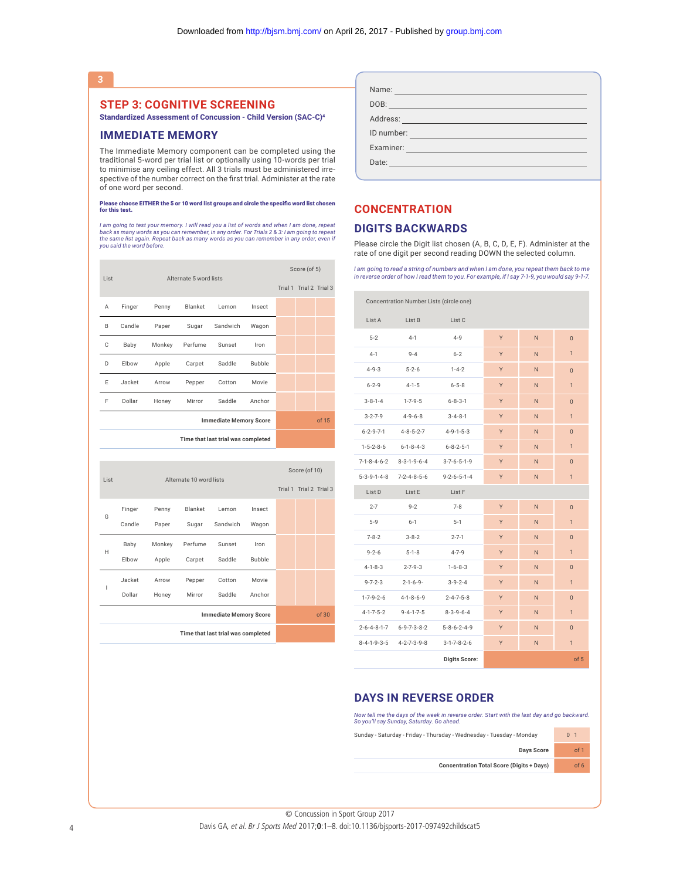3

## STEP 3: COGNITIVE SCREENING

**Standardized Assessment of Concussion - Child Version (SAC-C)**[4]

### IMMEDIATE MEMORY

The Immediate Memory component can be completed using the traditional 5-word per trial list or optionally using 10-words per trial to minimise any ceiling effect. All 3 trials must be administered irrespective of the number correct on the first trial. Administer at the rate of one word per second.

**Please choose EITHER the 5 or 10 word list groups and circle the specific word list chosen for this test.**

*I am going to test your memory. I will read you a list of words and when I am done, repeat back as many words as you can remember, in any order. For Trials 2 & 3: I am going to repeat the same list again. Repeat back as many words as you can remember in any order, even if you said the word before.*

| List | Alternate 5 word lists | | | | | Score (of 5) | | |
|---|---|---|---|---|---|---|---|---|
| | | | | | | Trial 1 | Trial 2 | Trial 3 |
| A | Finger | Penny | Blanket | Lemon | Insect | | | |
| B | Candle | Paper | Sugar | Sandwich | Wagon | | | |
| C | Baby | Monkey | Perfume | Sunset | Iron | | | |
| D | Elbow | Apple | Carpet | Saddle | Bubble | | | |
| E | Jacket | Arrow | Pepper | Cotton | Movie | | | |
| F | Dollar | Honey | Mirror | Saddle | Anchor | | | |
| | | | | | **Immediate Memory Score** | of 15 | | |
| | | | | | **Time that last trial was completed** | | | |

| List | Alternate 10 word lists | | | | | Score (of 10) | | |
|---|---|---|---|---|---|---|---|---|
| | | | | | | Trial 1 | Trial 2 | Trial 3 |
| G | Finger | Penny | Blanket | Lemon | Insect | | | |
| | Candle | Paper | Sugar | Sandwich | Wagon | | | |
| H | Baby | Monkey | Perfume | Sunset | Iron | | | |
| | Elbow | Apple | Carpet | Saddle | Bubble | | | |
| I | Jacket | Arrow | Pepper | Cotton | Movie | | | |
| | Dollar | Honey | Mirror | Saddle | Anchor | | | |
| | | | | | **Immediate Memory Score** | of 30 | | |
| | | | | | **Time that last trial was completed** | | | |

Name: ______________________

DOB: ______________________

Address: ______________________

ID number: ______________________

Examiner: ______________________

Date: ______________________

## CONCENTRATION

### DIGITS BACKWARDS

Please circle the Digit list chosen (A, B, C, D, E, F). Administer at the rate of one digit per second reading DOWN the selected column.

*I am going to read a string of numbers and when I am done, you repeat them back to me in reverse order of how I read them to you. For example, if I say 7-1-9, you would say 9-1-7.*

| Concentration Number Lists (circle one) | | | | | |
|---|---|---|---|---|---|
| List A | List B | List C | | | |
| 5-2 | 4-1 | 4-9 | Y | N | 0 |
| 4-1 | 9-4 | 6-2 | Y | N | 1 |
| 4-9-3 | 5-2-6 | 1-4-2 | Y | N | 0 |
| 6-2-9 | 4-1-5 | 6-5-8 | Y | N | 1 |
| 3-8-1-4 | 1-7-9-5 | 6-8-3-1 | Y | N | 0 |
| 3-2-7-9 | 4-9-6-8 | 3-4-8-1 | Y | N | 1 |
| 6-2-9-7-1 | 4-8-5-2-7 | 4-9-1-5-3 | Y | N | 0 |
| 1-5-2-8-6 | 6-1-8-4-3 | 6-8-2-5-1 | Y | N | 1 |
| 7-1-8-4-6-2 | 8-3-1-9-6-4 | 3-7-6-5-1-9 | Y | N | 0 |
| 5-3-9-1-4-8 | 7-2-4-8-5-6 | 9-2-6-5-1-4 | Y | N | 1 |
| List D | List E | List F | | | |
| 2-7 | 9-2 | 7-8 | Y | N | 0 |
| 5-9 | 6-1 | 5-1 | Y | N | 1 |
| 7-8-2 | 3-8-2 | 2-7-1 | Y | N | 0 |
| 9-2-6 | 5-1-8 | 4-7-9 | Y | N | 1 |
| 4-1-8-3 | 2-7-9-3 | 1-6-8-3 | Y | N | 0 |
| 9-7-2-3 | 2-1-6-9- | 3-9-2-4 | Y | N | 1 |
| 1-7-9-2-6 | 4-1-8-6-9 | 2-4-7-5-8 | Y | N | 0 |
| 4-1-7-5-2 | 9-4-1-7-5 | 8-3-9-6-4 | Y | N | 1 |
| 2-6-4-8-1-7 | 6-9-7-3-8-2 | 5-8-6-2-4-9 | Y | N | 0 |
| 8-4-1-9-3-5 | 4-2-7-3-9-8 | 3-1-7-8-2-6 | Y | N | 1 |
| | | **Digits Score:** | | | of 5 |

### DAYS IN REVERSE ORDER

*Now tell me the days of the week in reverse order. Start with the last day and go backward. So you'll say Sunday, Saturday. Go ahead.*

| | |
|---|---|
| Sunday - Saturday - Friday - Thursday - Wednesday - Tuesday - Monday | 0 1 |
| **Days Score** | of 1 |
| **Concentration Total Score (Digits + Days)** | of 6 |

© Concussion in Sport Group 2017

Davis GA, *et al. Br J Sports Med* 2017;**0**:1–8. doi:10.1136/bjsports-2017-097492childscat5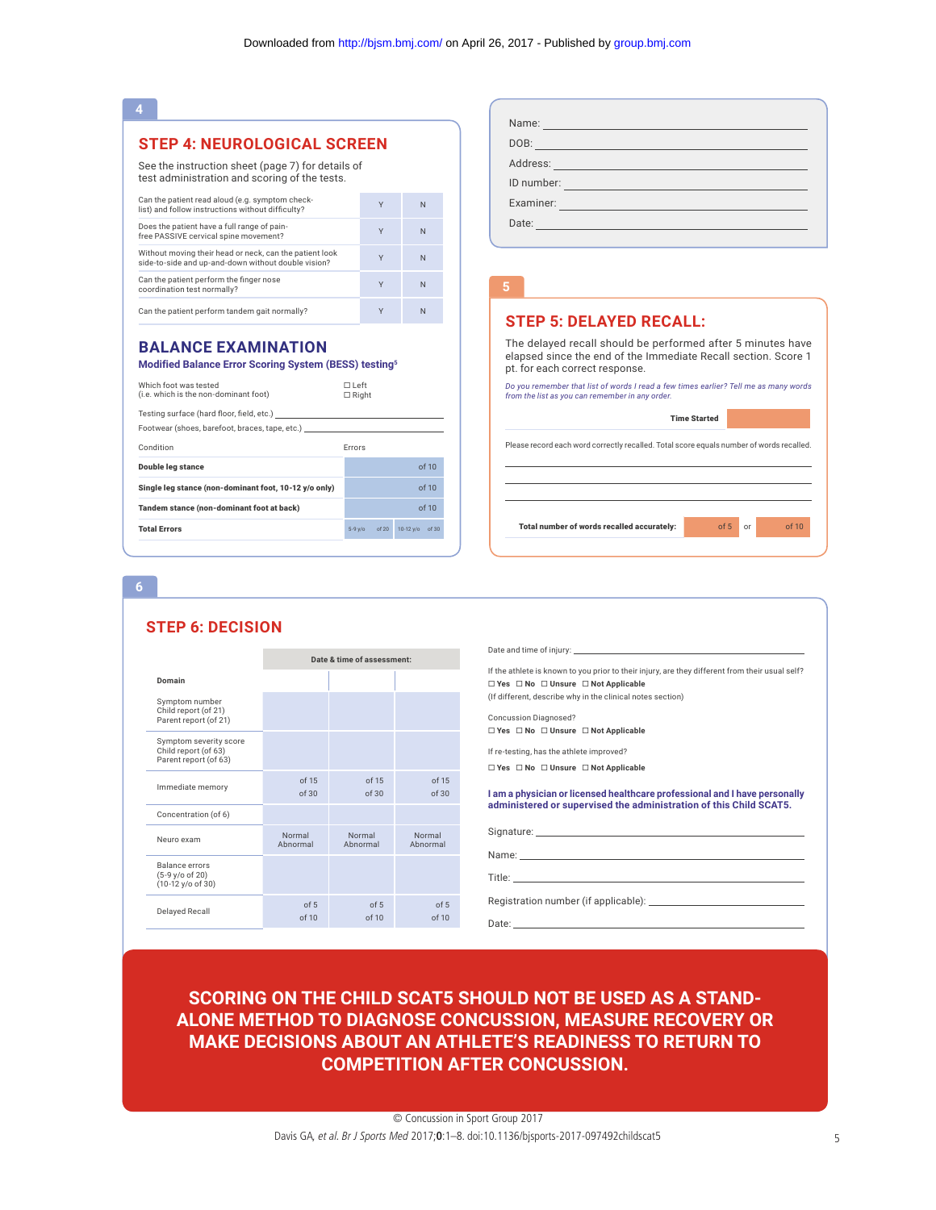4

## STEP 4: NEUROLOGICAL SCREEN

See the instruction sheet (page 7) for details of test administration and scoring of the tests.

| | | |
|---|---|---|
| Can the patient read aloud (e.g. symptom check-list) and follow instructions without difficulty? | Y | N |
| Does the patient have a full range of pain-free PASSIVE cervical spine movement? | Y | N |
| Without moving their head or neck, can the patient look side-to-side and up-and-down without double vision? | Y | N |
| Can the patient perform the finger nose coordination test normally? | Y | N |
| Can the patient perform tandem gait normally? | Y | N |

## BALANCE EXAMINATION

### Modified Balance Error Scoring System (BESS) testing[5]

Which foot was tested (i.e. which is the non-dominant foot) ☐ Left ☐ Right

Testing surface (hard floor, field, etc.) ______

Footwear (shoes, barefoot, braces, tape, etc.) ______

| Condition | Errors | |
|---|---|---|
| **Double leg stance** | of 10 | |
| **Single leg stance (non-dominant foot, 10-12 y/o only)** | of 10 | |
| **Tandem stance (non-dominant foot at back)** | of 10 | |
| **Total Errors** | 5-9 y/o of 20 | 10-12 y/o of 30 |

Name: ______

DOB: ______

Address: ______

ID number: ______

Examiner: ______

Date: ______

5

## STEP 5: DELAYED RECALL:

The delayed recall should be performed after 5 minutes have elapsed since the end of the Immediate Recall section. Score 1 pt. for each correct response.

*Do you remember that list of words I read a few times earlier? Tell me as many words from the list as you can remember in any order.*

**Time Started** ______

Please record each word correctly recalled. Total score equals number of words recalled.

______

______

______

**Total number of words recalled accurately:** of 5 or of 10

6

## STEP 6: DECISION

| Domain | Date & time of assessment: | | |
|---|---|---|---|
| Symptom number<br>Child report (of 21)<br>Parent report (of 21) | | | |
| Symptom severity score<br>Child report (of 63)<br>Parent report (of 63) | | | |
| Immediate memory | of 15<br>of 30 | of 15<br>of 30 | of 15<br>of 30 |
| Concentration (of 6) | | | |
| Neuro exam | Normal<br>Abnormal | Normal<br>Abnormal | Normal<br>Abnormal |
| Balance errors<br>(5-9 y/o of 20)<br>(10-12 y/o of 30) | | | |
| Delayed Recall | of 5<br>of 10 | of 5<br>of 10 | of 5<br>of 10 |

Date and time of injury: ______

If the athlete is known to you prior to their injury, are they different from their usual self?

☐ **Yes** ☐ **No** ☐ **Unsure** ☐ **Not Applicable**

(If different, describe why in the clinical notes section)

Concussion Diagnosed?

☐ **Yes** ☐ **No** ☐ **Unsure** ☐ **Not Applicable**

If re-testing, has the athlete improved?

☐ **Yes** ☐ **No** ☐ **Unsure** ☐ **Not Applicable**

**I am a physician or licensed healthcare professional and I have personally administered or supervised the administration of this Child SCAT5.**

Signature: ______

Name: ______

Title: ______

Registration number (if applicable): ______

Date: ______

**SCORING ON THE CHILD SCAT5 SHOULD NOT BE USED AS A STAND-ALONE METHOD TO DIAGNOSE CONCUSSION, MEASURE RECOVERY OR MAKE DECISIONS ABOUT AN ATHLETE'S READINESS TO RETURN TO COMPETITION AFTER CONCUSSION.**

© Concussion in Sport Group 2017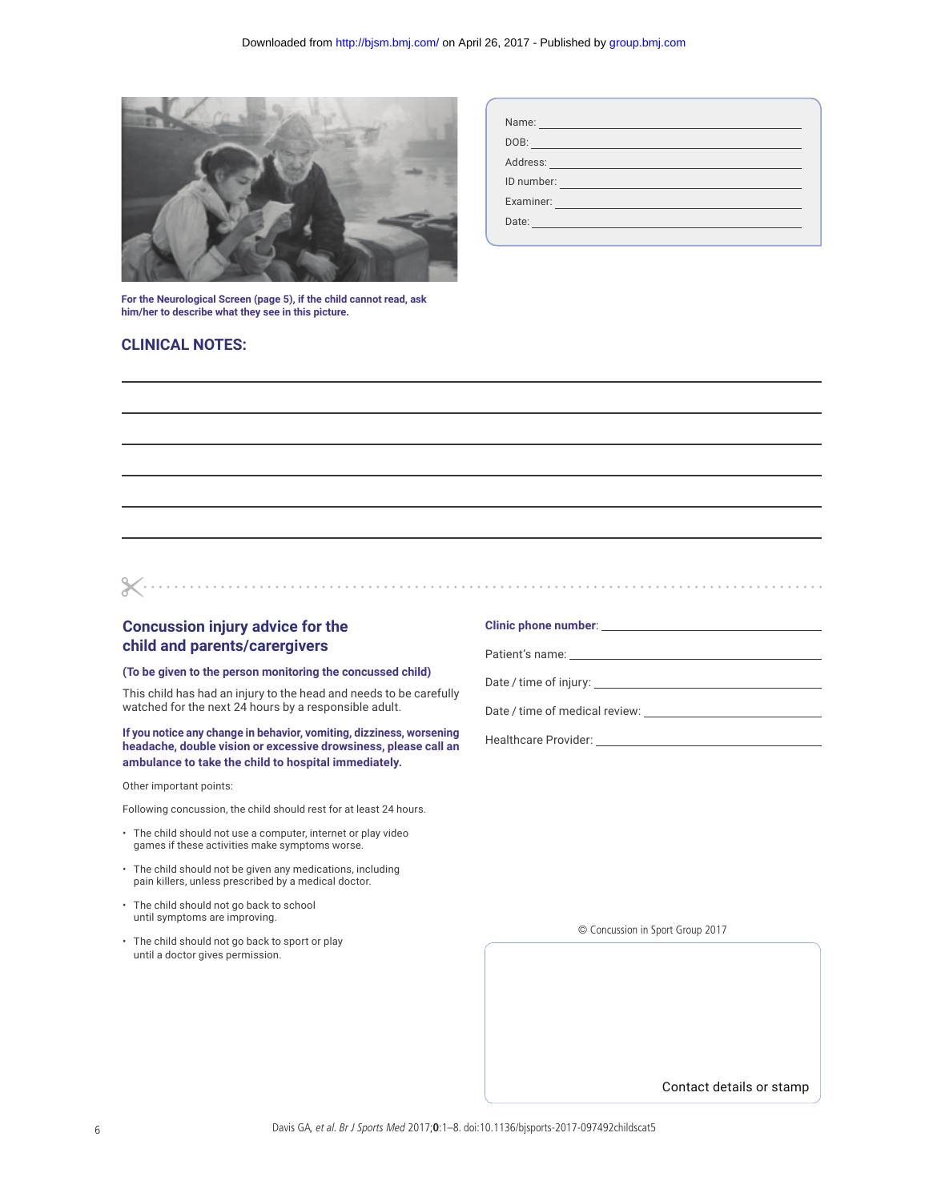For the Neurological Screen (page 5), if the child cannot read, ask him/her to describe what they see in this picture.

Name: ______________________

DOB: ______________________

Address: ______________________

ID number: ______________________

Examiner: ______________________

Date: ______________________

## CLINICAL NOTES:

______________________

______________________

______________________

______________________

______________________

______________________

## Concussion injury advice for the child and parents/carergivers

**(To be given to the person monitoring the concussed child)**

This child has had an injury to the head and needs to be carefully watched for the next 24 hours by a responsible adult.

**If you notice any change in behavior, vomiting, dizziness, worsening headache, double vision or excessive drowsiness, please call an ambulance to take the child to hospital immediately.**

Other important points:

Following concussion, the child should rest for at least 24 hours.

- The child should not use a computer, internet or play video games if these activities make symptoms worse.
- The child should not be given any medications, including pain killers, unless prescribed by a medical doctor.
- The child should not go back to school until symptoms are improving.
- The child should not go back to sport or play until a doctor gives permission.

**Clinic phone number**: ______________________

Patient's name: ______________________

Date / time of injury: ______________________

Date / time of medical review: ______________________

Healthcare Provider: ______________________

© Concussion in Sport Group 2017

Contact details or stamp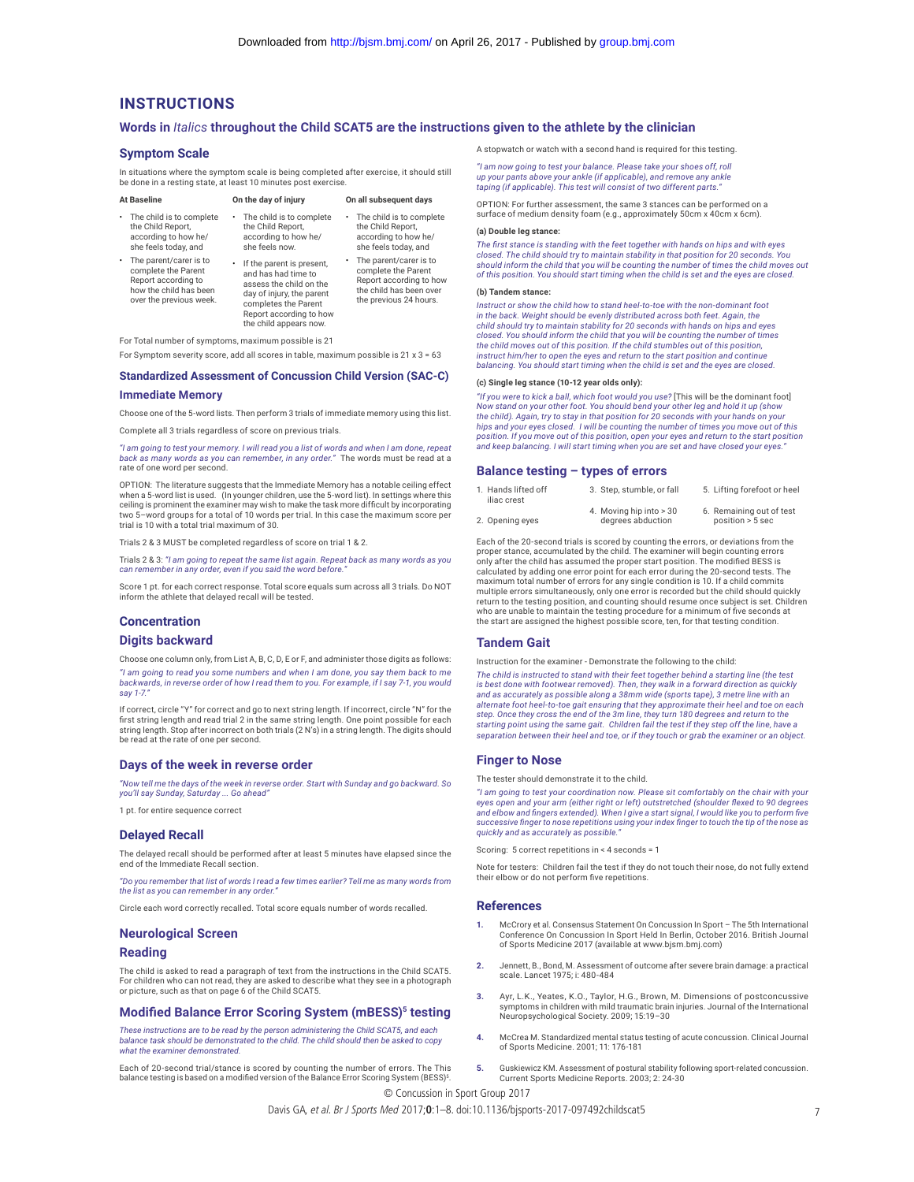# INSTRUCTIONS

## Words in *Italics* throughout the Child SCAT5 are the instructions given to the athlete by the clinician

## Symptom Scale

In situations where the symptom scale is being completed after exercise, it should still be done in a resting state, at least 10 minutes post exercise.

| At Baseline | On the day of injury | On all subsequent days |
|---|---|---|
| • The child is to complete the Child Report, according to how he/she feels today, and<br>• The parent/carer is to complete the Parent Report according to how the child has been over the previous week. | • The child is to complete the Child Report, according to how he/she feels now.<br>• If the parent is present, and has had time to assess the child on the day of injury, the parent completes the Parent Report according to how the child appears now. | • The child is to complete the Child Report, according to how he/she feels today, and<br>• The parent/carer is to complete the Parent Report according to how the child has been over the previous 24 hours. |

For Total number of symptoms, maximum possible is 21

For Symptom severity score, add all scores in table, maximum possible is 21 x 3 = 63

## Standardized Assessment of Concussion Child Version (SAC-C)

### Immediate Memory

Choose one of the 5-word lists. Then perform 3 trials of immediate memory using this list.

Complete all 3 trials regardless of score on previous trials.

*"I am going to test your memory. I will read you a list of words and when I am done, repeat back as many words as you can remember, in any order."* The words must be read at a rate of one word per second.

OPTION: The literature suggests that the Immediate Memory has a notable ceiling effect when a 5-word list is used. (In younger children, use the 5-word list). In settings where this ceiling is prominent the examiner may wish to make the task more difficult by incorporating two 5–word groups for a total of 10 words per trial. In this case the maximum score per trial is 10 with a total trial maximum of 30.

Trials 2 & 3 MUST be completed regardless of score on trial 1 & 2.

Trials 2 & 3: *"I am going to repeat the same list again. Repeat back as many words as you can remember in any order, even if you said the word before."*

Score 1 pt. for each correct response. Total score equals sum across all 3 trials. Do NOT inform the athlete that delayed recall will be tested.

### Concentration

### Digits backward

Choose one column only, from List A, B, C, D, E or F, and administer those digits as follows:

*"I am going to read you some numbers and when I am done, you say them back to me backwards, in reverse order of how I read them to you. For example, if I say 7-1, you would say 1-7."*

If correct, circle "Y" for correct and go to next string length. If incorrect, circle "N" for the first string length and read trial 2 in the same string length. One point possible for each string length. Stop after incorrect on both trials (2 N's) in a string length. The digits should be read at the rate of one per second.

### Days of the week in reverse order

*"Now tell me the days of the week in reverse order. Start with Sunday and go backward. So you'll say Sunday, Saturday ... Go ahead"*

1 pt. for entire sequence correct

### Delayed Recall

The delayed recall should be performed after at least 5 minutes have elapsed since the end of the Immediate Recall section.

*"Do you remember that list of words I read a few times earlier? Tell me as many words from the list as you can remember in any order."*

Circle each word correctly recalled. Total score equals number of words recalled.

## Neurological Screen

### Reading

The child is asked to read a paragraph of text from the instructions in the Child SCAT5. For children who can not read, they are asked to describe what they see in a photograph or picture, such as that on page 6 of the Child SCAT5.

## Modified Balance Error Scoring System (mBESS)[5] testing

*These instructions are to be read by the person administering the Child SCAT5, and each balance task should be demonstrated to the child. The child should then be asked to copy what the examiner demonstrated.*

Each of 20-second trial/stance is scored by counting the number of errors. The This balance testing is based on a modified version of the Balance Error Scoring System (BESS)[5].

A stopwatch or watch with a second hand is required for this testing.

*"I am now going to test your balance. Please take your shoes off, roll up your pants above your ankle (if applicable), and remove any ankle taping (if applicable). This test will consist of two different parts."*

OPTION: For further assessment, the same 3 stances can be performed on a surface of medium density foam (e.g., approximately 50cm x 40cm x 6cm).

**(a) Double leg stance:**

*The first stance is standing with the feet together with hands on hips and with eyes closed. The child should try to maintain stability in that position for 20 seconds. You should inform the child that you will be counting the number of times the child moves out of this position. You should start timing when the child is set and the eyes are closed.*

**(b) Tandem stance:**

*Instruct or show the child how to stand heel-to-toe with the non-dominant foot in the back. Weight should be evenly distributed across both feet. Again, the child should try to maintain stability for 20 seconds with hands on hips and eyes closed. You should inform the child that you will be counting the number of times the child moves out of this position. If the child stumbles out of this position, instruct him/her to open the eyes and return to the start position and continue balancing. You should start timing when the child is set and the eyes are closed.*

**(c) Single leg stance (10-12 year olds only):**

*"If you were to kick a ball, which foot would you use?* [This will be the dominant foot] *Now stand on your other foot. You should bend your other leg and hold it up (show the child). Again, try to stay in that position for 20 seconds with your hands on your hips and your eyes closed. I will be counting the number of times you move out of this position. If you move out of this position, open your eyes and return to the start position and keep balancing. I will start timing when you are set and have closed your eyes."*

## Balance testing – types of errors

1. Hands lifted off iliac crest
2. Opening eyes
3. Step, stumble, or fall
4. Moving hip into > 30 degrees abduction
5. Lifting forefoot or heel
6. Remaining out of test position > 5 sec

Each of the 20-second trials is scored by counting the errors, or deviations from the proper stance, accumulated by the child. The examiner will begin counting errors only after the child has assumed the proper start position. The modified BESS is calculated by adding one error point for each error during the 20-second tests. The maximum total number of errors for any single condition is 10. If a child commits multiple errors simultaneously, only one error is recorded but the child should quickly return to the testing position, and counting should resume once subject is set. Children who are unable to maintain the testing procedure for a minimum of five seconds at the start are assigned the highest possible score, ten, for that testing condition.

## Tandem Gait

Instruction for the examiner - Demonstrate the following to the child:

*The child is instructed to stand with their feet together behind a starting line (the test is best done with footwear removed). Then, they walk in a forward direction as quickly and as accurately as possible along a 38mm wide (sports tape), 3 metre line with an alternate foot heel-to-toe gait ensuring that they approximate their heel and toe on each step. Once they cross the end of the 3m line, they turn 180 degrees and return to the starting point using the same gait. Children fail the test if they step off the line, have a separation between their heel and toe, or if they touch or grab the examiner or an object.*

## Finger to Nose

The tester should demonstrate it to the child.

*"I am going to test your coordination now. Please sit comfortably on the chair with your eyes open and your arm (either right or left) outstretched (shoulder flexed to 90 degrees and elbow and fingers extended). When I give a start signal, I would like you to perform five successive finger to nose repetitions using your index finger to touch the tip of the nose as quickly and as accurately as possible."*

Scoring: 5 correct repetitions in < 4 seconds = 1

Note for testers: Children fail the test if they do not touch their nose, do not fully extend their elbow or do not perform five repetitions.

## References

1. McCrory et al. Consensus Statement On Concussion In Sport – The 5th International Conference On Concussion In Sport Held In Berlin, October 2016. British Journal of Sports Medicine 2017 (available at www.bjsm.bmj.com)
2. Jennett, B., Bond, M. Assessment of outcome after severe brain damage: a practical scale. Lancet 1975; i: 480-484
3. Ayr, L.K., Yeates, K.O., Taylor, H.G., Brown, M. Dimensions of postconcussive symptoms in children with mild traumatic brain injuries. Journal of the International Neuropsychological Society. 2009; 15:19–30
4. McCrea M. Standardized mental status testing of acute concussion. Clinical Journal of Sports Medicine. 2001; 11: 176-181
5. Guskiewicz KM. Assessment of postural stability following sport-related concussion. Current Sports Medicine Reports. 2003; 2: 24-30

© Concussion in Sport Group 2017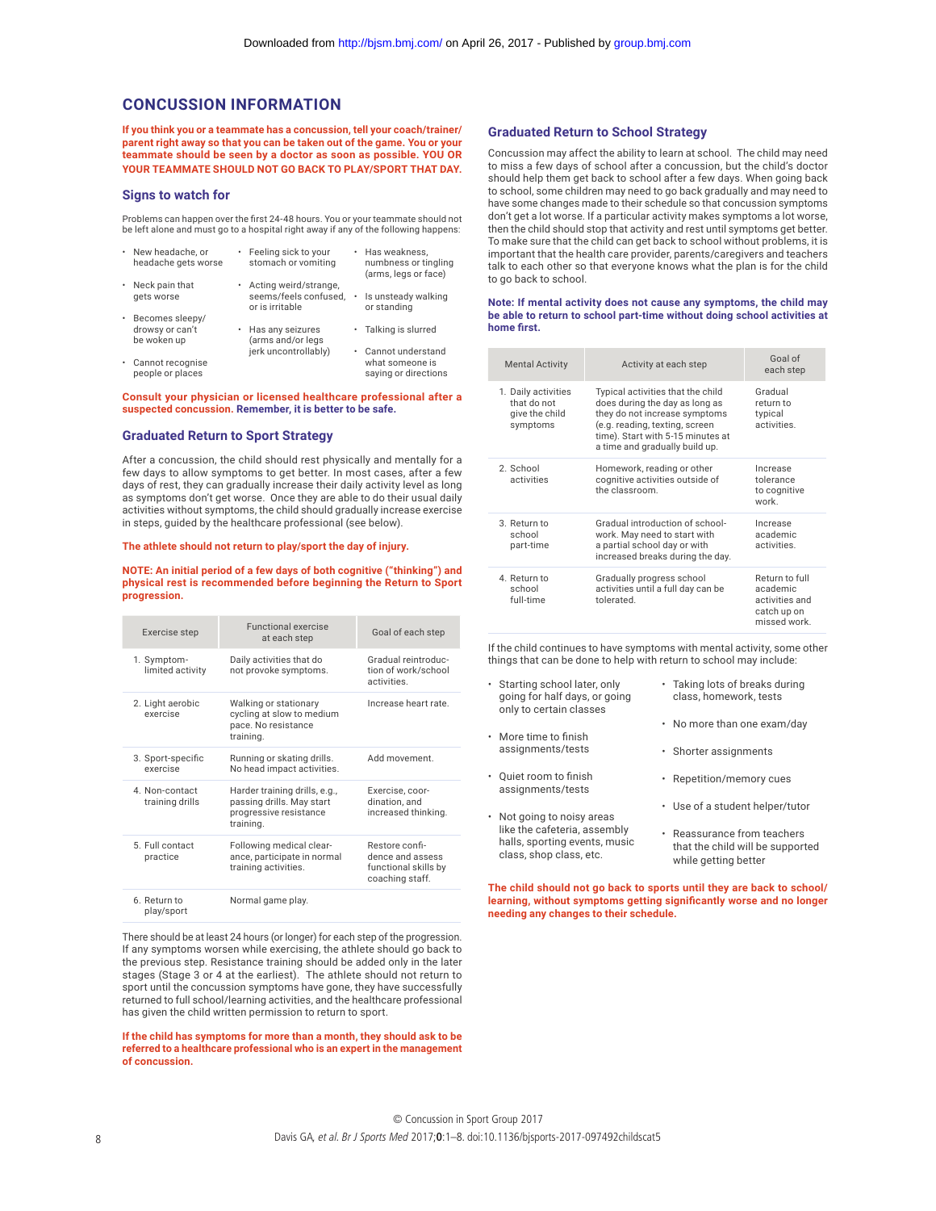# CONCUSSION INFORMATION

**If you think you or a teammate has a concussion, tell your coach/trainer/parent right away so that you can be taken out of the game. You or your teammate should be seen by a doctor as soon as possible. YOU OR YOUR TEAMMATE SHOULD NOT GO BACK TO PLAY/SPORT THAT DAY.**

## Signs to watch for

Problems can happen over the first 24-48 hours. You or your teammate should not be left alone and must go to a hospital right away if any of the following happens:

- New headache, or headache gets worse
- Neck pain that gets worse
- Becomes sleepy/drowsy or can't be woken up
- Cannot recognise people or places
- Feeling sick to your stomach or vomiting
- Acting weird/strange, seems/feels confused, or is irritable
- Has any seizures (arms and/or legs jerk uncontrollably)
- Has weakness, numbness or tingling (arms, legs or face)
- Is unsteady walking or standing
- Talking is slurred
- Cannot understand what someone is saying or directions

**Consult your physician or licensed healthcare professional after a suspected concussion. Remember, it is better to be safe.**

## Graduated Return to Sport Strategy

After a concussion, the child should rest physically and mentally for a few days to allow symptoms to get better. In most cases, after a few days of rest, they can gradually increase their daily activity level as long as symptoms don't get worse. Once they are able to do their usual daily activities without symptoms, the child should gradually increase exercise in steps, guided by the healthcare professional (see below).

**The athlete should not return to play/sport the day of injury.**

**NOTE: An initial period of a few days of both cognitive ("thinking") and physical rest is recommended before beginning the Return to Sport progression.**

| Exercise step | Functional exercise at each step | Goal of each step |
|---|---|---|
| 1. Symptom-limited activity | Daily activities that do not provoke symptoms. | Gradual reintroduction of work/school activities. |
| 2. Light aerobic exercise | Walking or stationary cycling at slow to medium pace. No resistance training. | Increase heart rate. |
| 3. Sport-specific exercise | Running or skating drills. No head impact activities. | Add movement. |
| 4. Non-contact training drills | Harder training drills, e.g., passing drills. May start progressive resistance training. | Exercise, coordination, and increased thinking. |
| 5. Full contact practice | Following medical clearance, participate in normal training activities. | Restore confidence and assess functional skills by coaching staff. |
| 6. Return to play/sport | Normal game play. | |

There should be at least 24 hours (or longer) for each step of the progression. If any symptoms worsen while exercising, the athlete should go back to the previous step. Resistance training should be added only in the later stages (Stage 3 or 4 at the earliest). The athlete should not return to sport until the concussion symptoms have gone, they have successfully returned to full school/learning activities, and the healthcare professional has given the child written permission to return to sport.

**If the child has symptoms for more than a month, they should ask to be referred to a healthcare professional who is an expert in the management of concussion.**

## Graduated Return to School Strategy

Concussion may affect the ability to learn at school. The child may need to miss a few days of school after a concussion, but the child's doctor should help them get back to school after a few days. When going back to school, some children may need to go back gradually and may need to have some changes made to their schedule so that concussion symptoms don't get a lot worse. If a particular activity makes symptoms a lot worse, then the child should stop that activity and rest until symptoms get better. To make sure that the child can get back to school without problems, it is important that the health care provider, parents/caregivers and teachers talk to each other so that everyone knows what the plan is for the child to go back to school.

**Note: If mental activity does not cause any symptoms, the child may be able to return to school part-time without doing school activities at home first.**

| Mental Activity | Activity at each step | Goal of each step |
|---|---|---|
| 1. Daily activities that do not give the child symptoms | Typical activities that the child does during the day as long as they do not increase symptoms (e.g. reading, texting, screen time). Start with 5-15 minutes at a time and gradually build up. | Gradual return to typical activities. |
| 2. School activities | Homework, reading or other cognitive activities outside of the classroom. | Increase tolerance to cognitive work. |
| 3. Return to school part-time | Gradual introduction of school-work. May need to start with a partial school day or with increased breaks during the day. | Increase academic activities. |
| 4. Return to school full-time | Gradually progress school activities until a full day can be tolerated. | Return to full academic activities and catch up on missed work. |

If the child continues to have symptoms with mental activity, some other things that can be done to help with return to school may include:

- Starting school later, only going for half days, or going only to certain classes
- More time to finish assignments/tests
- Quiet room to finish assignments/tests
- Not going to noisy areas like the cafeteria, assembly halls, sporting events, music class, shop class, etc.
- Taking lots of breaks during class, homework, tests
- No more than one exam/day
- Shorter assignments
- Repetition/memory cues
- Use of a student helper/tutor
- Reassurance from teachers that the child will be supported while getting better

**The child should not go back to sports until they are back to school/learning, without symptoms getting significantly worse and no longer needing any changes to their schedule.**

© Concussion in Sport Group 2017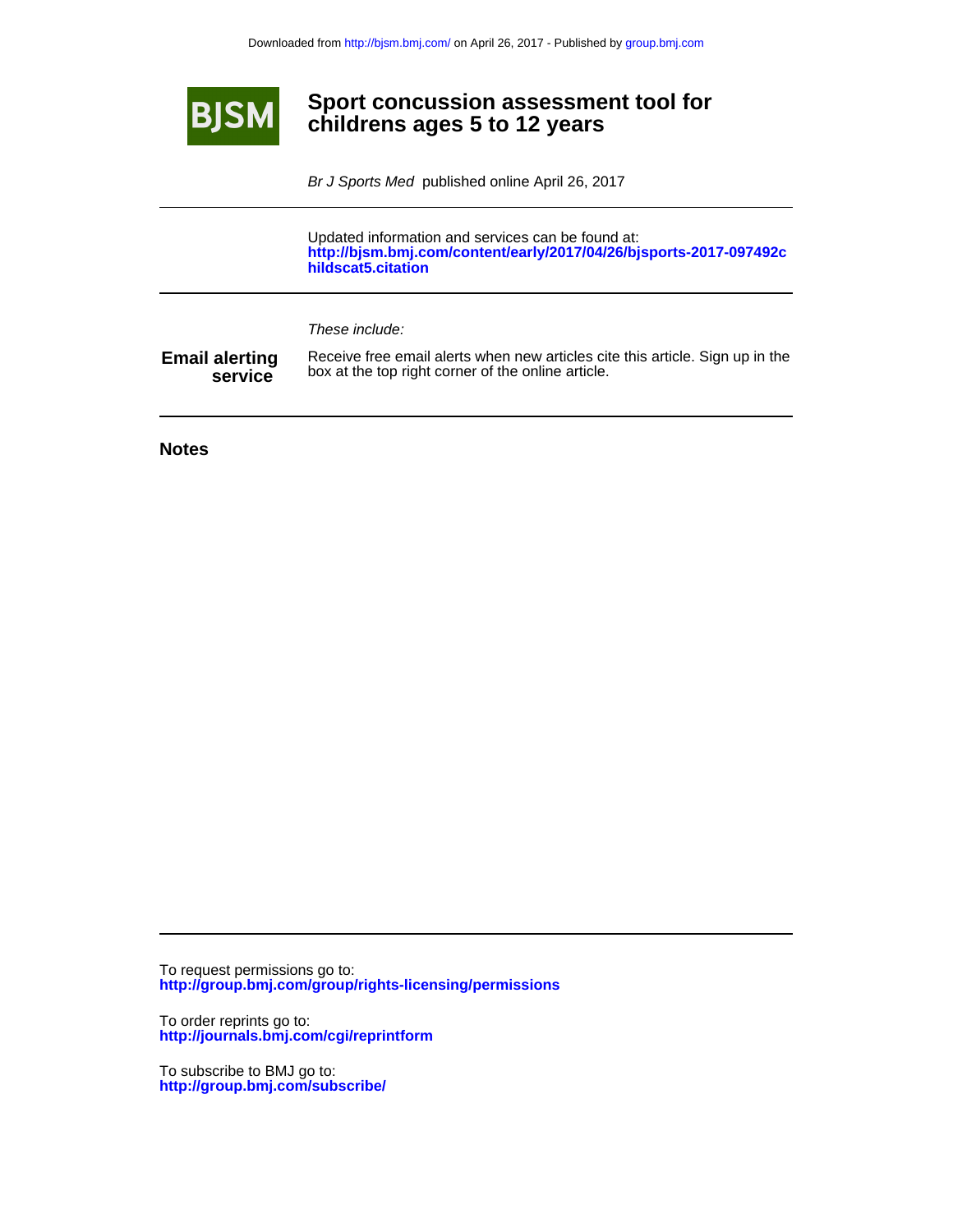Downloaded from http://bjsm.bmj.com/ on April 26, 2017 - Published by group.bmj.com

BJSM

# Sport concussion assessment tool for childrens ages 5 to 12 years

*Br J Sports Med* published online April 26, 2017

Updated information and services can be found at:
**http://bjsm.bmj.com/content/early/2017/04/26/bjsports-2017-097492childscat5.citation**

*These include:*

**Email alerting service** Receive free email alerts when new articles cite this article. Sign up in the box at the top right corner of the online article.

## Notes

To request permissions go to:
**http://group.bmj.com/group/rights-licensing/permissions**

To order reprints go to:
**http://journals.bmj.com/cgi/reprintform**

To subscribe to BMJ go to:
**http://group.bmj.com/subscribe/**